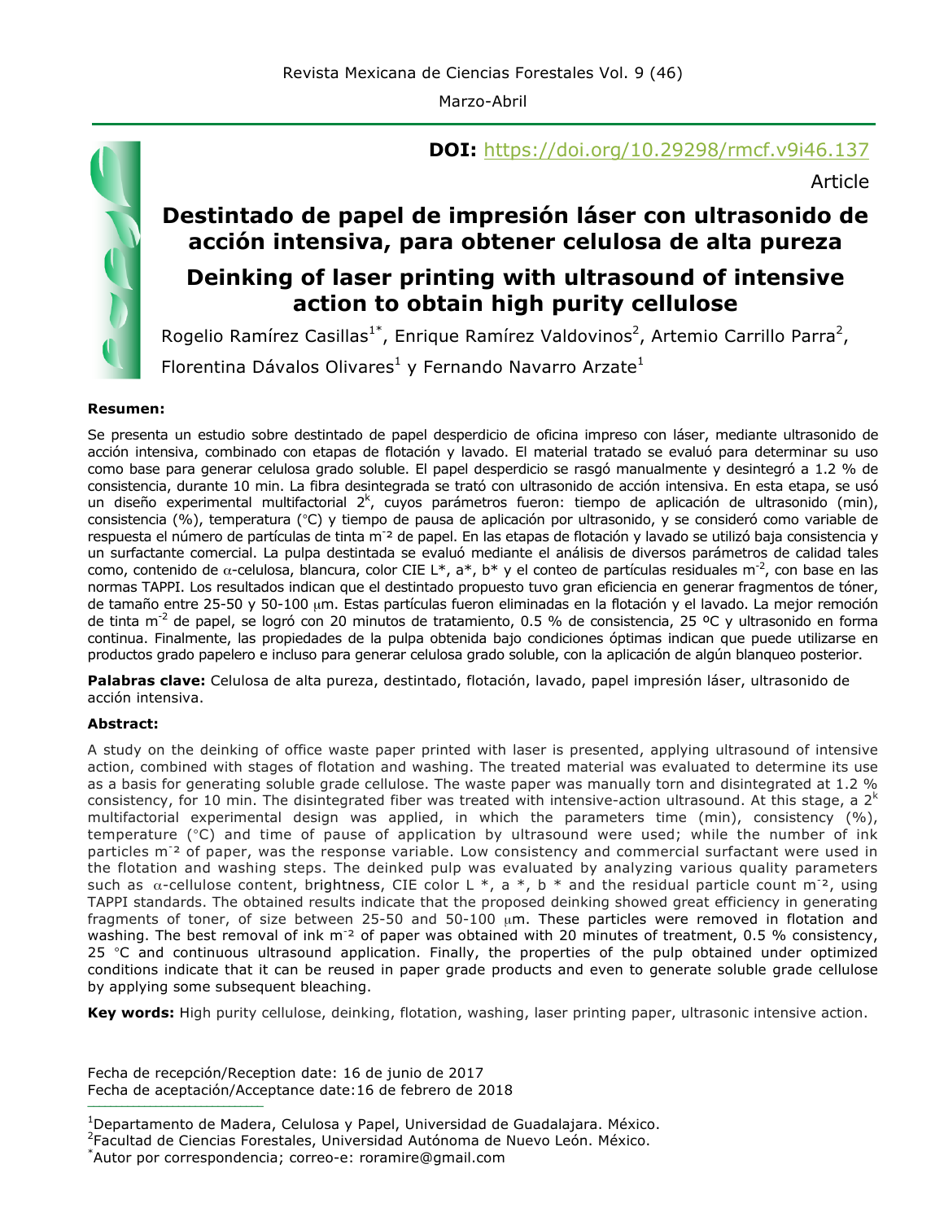**DOI:** [https://doi.org/10.29298/rmcf.v9i46.137](https://doi.org/10.29298/rmcf.v9i46.137)

Article

# Destintado de papel de impresión láser con ultrasonido de acción intensiva, para obtener celulosa de alta pureza

# Deinking of laser printing with ultrasound of intensive action to obtain high purity cellulose

Rogelio Ramírez Casillas[1*], Enrique Ramírez Valdovinos[2], Artemio Carrillo Parra[2], Florentina Dávalos Olivares[1] y Fernando Navarro Arzate[1]

**Resumen:**

Se presenta un estudio sobre destintado de papel desperdicio de oficina impreso con láser, mediante ultrasonido de acción intensiva, combinado con etapas de flotación y lavado. El material tratado se evaluó para determinar su uso como base para generar celulosa grado soluble. El papel desperdicio se rasgó manualmente y desintegró a 1.2 % de consistencia, durante 10 min. La fibra desintegrada se trató con ultrasonido de acción intensiva. En esta etapa, se usó un diseño experimental multifactorial $2^k$, cuyos parámetros fueron: tiempo de aplicación de ultrasonido (min), consistencia (%), temperatura (°C) y tiempo de pausa de aplicación por ultrasonido, y se consideró como variable de respuesta el número de partículas de tinta $m^{-2}$ de papel. En las etapas de flotación y lavado se utilizó baja consistencia y un surfactante comercial. La pulpa destintada se evaluó mediante el análisis de diversos parámetros de calidad tales como, contenido de α-celulosa, blancura, color CIE L*, a*, b* y el conteo de partículas residuales $m^{-2}$, con base en las normas TAPPI. Los resultados indican que el destintado propuesto tuvo gran eficiencia en generar fragmentos de tóner, de tamaño entre 25-50 y 50-100 μm. Estas partículas fueron eliminadas en la flotación y el lavado. La mejor remoción de tinta $m^{-2}$ de papel, se logró con 20 minutos de tratamiento, 0.5 % de consistencia, 25 ºC y ultrasonido en forma continua. Finalmente, las propiedades de la pulpa obtenida bajo condiciones óptimas indican que puede utilizarse en productos grado papelero e incluso para generar celulosa grado soluble, con la aplicación de algún blanqueo posterior.

**Palabras clave:** Celulosa de alta pureza, destintado, flotación, lavado, papel impresión láser, ultrasonido de acción intensiva.

**Abstract:**

A study on the deinking of office waste paper printed with laser is presented, applying ultrasound of intensive action, combined with stages of flotation and washing. The treated material was evaluated to determine its use as a basis for generating soluble grade cellulose. The waste paper was manually torn and disintegrated at 1.2 % consistency, for 10 min. The disintegrated fiber was treated with intensive-action ultrasound. At this stage, a $2^k$ multifactorial experimental design was applied, in which the parameters time (min), consistency (%), temperature (°C) and time of pause of application by ultrasound were used; while the number of ink particles $m^{-2}$ of paper, was the response variable. Low consistency and commercial surfactant were used in the flotation and washing steps. The deinked pulp was evaluated by analyzing various quality parameters such as α-cellulose content, brightness, CIE color L *, a *, b * and the residual particle count $m^{-2}$, using TAPPI standards. The obtained results indicate that the proposed deinking showed great efficiency in generating fragments of toner, of size between 25-50 and 50-100 μm. These particles were removed in flotation and washing. The best removal of ink $m^{-2}$ of paper was obtained with 20 minutes of treatment, 0.5 % consistency, 25 °C and continuous ultrasound application. Finally, the properties of the pulp obtained under optimized conditions indicate that it can be reused in paper grade products and even to generate soluble grade cellulose by applying some subsequent bleaching.

**Key words:** High purity cellulose, deinking, flotation, washing, laser printing paper, ultrasonic intensive action.

Fecha de recepción/Reception date: 16 de junio de 2017
Fecha de aceptación/Acceptance date:16 de febrero de 2018

---

[1]Departamento de Madera, Celulosa y Papel, Universidad de Guadalajara. México.
[2]Facultad de Ciencias Forestales, Universidad Autónoma de Nuevo León. México.
[*]Autor por correspondencia; correo-e: roramire@gmail.com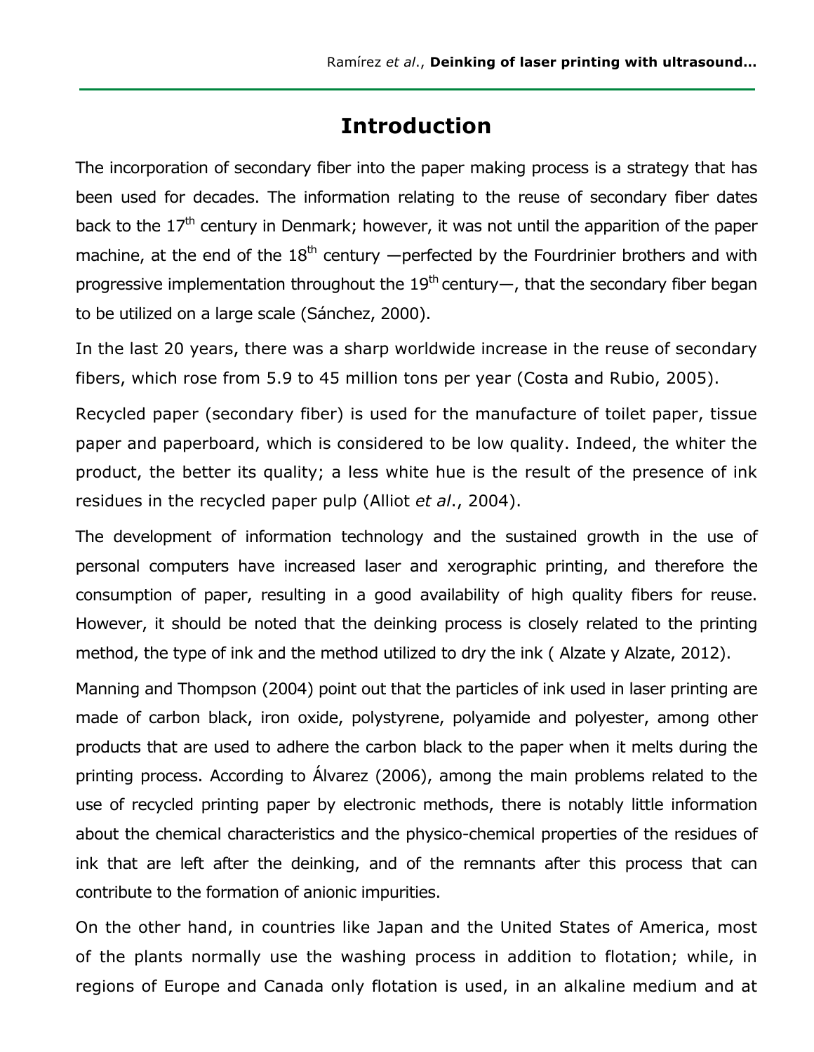# Introduction

The incorporation of secondary fiber into the paper making process is a strategy that has been used for decades. The information relating to the reuse of secondary fiber dates back to the $17^{th}$ century in Denmark; however, it was not until the apparition of the paper machine, at the end of the $18^{th}$ century —perfected by the Fourdrinier brothers and with progressive implementation throughout the $19^{th}$ century—, that the secondary fiber began to be utilized on a large scale (Sánchez, 2000).

In the last 20 years, there was a sharp worldwide increase in the reuse of secondary fibers, which rose from 5.9 to 45 million tons per year (Costa and Rubio, 2005).

Recycled paper (secondary fiber) is used for the manufacture of toilet paper, tissue paper and paperboard, which is considered to be low quality. Indeed, the whiter the product, the better its quality; a less white hue is the result of the presence of ink residues in the recycled paper pulp (Alliot *et al*., 2004).

The development of information technology and the sustained growth in the use of personal computers have increased laser and xerographic printing, and therefore the consumption of paper, resulting in a good availability of high quality fibers for reuse. However, it should be noted that the deinking process is closely related to the printing method, the type of ink and the method utilized to dry the ink ( Alzate y Alzate, 2012).

Manning and Thompson (2004) point out that the particles of ink used in laser printing are made of carbon black, iron oxide, polystyrene, polyamide and polyester, among other products that are used to adhere the carbon black to the paper when it melts during the printing process. According to Álvarez (2006), among the main problems related to the use of recycled printing paper by electronic methods, there is notably little information about the chemical characteristics and the physico-chemical properties of the residues of ink that are left after the deinking, and of the remnants after this process that can contribute to the formation of anionic impurities.

On the other hand, in countries like Japan and the United States of America, most of the plants normally use the washing process in addition to flotation; while, in regions of Europe and Canada only flotation is used, in an alkaline medium and at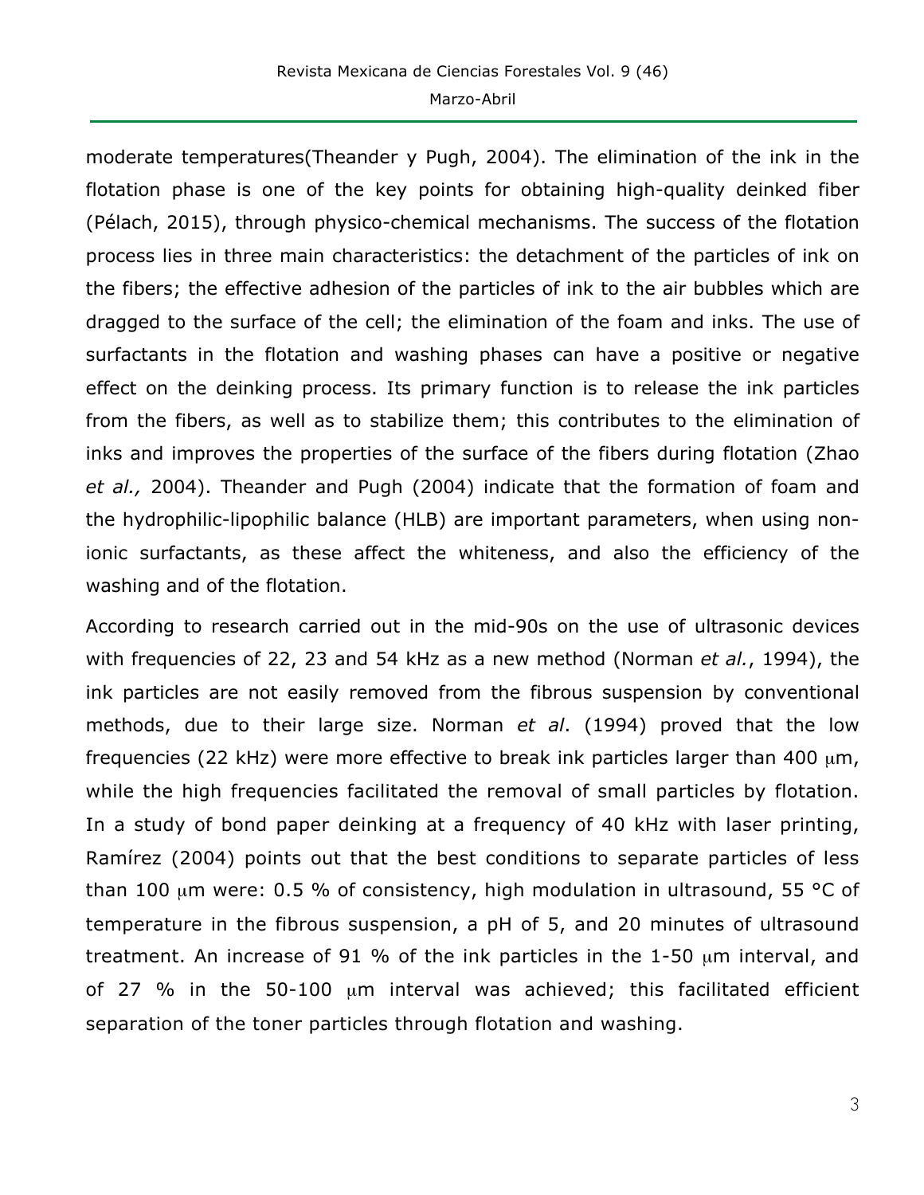moderate temperatures(Theander y Pugh, 2004). The elimination of the ink in the flotation phase is one of the key points for obtaining high-quality deinked fiber (Pélach, 2015), through physico-chemical mechanisms. The success of the flotation process lies in three main characteristics: the detachment of the particles of ink on the fibers; the effective adhesion of the particles of ink to the air bubbles which are dragged to the surface of the cell; the elimination of the foam and inks. The use of surfactants in the flotation and washing phases can have a positive or negative effect on the deinking process. Its primary function is to release the ink particles from the fibers, as well as to stabilize them; this contributes to the elimination of inks and improves the properties of the surface of the fibers during flotation (Zhao *et al.,* 2004). Theander and Pugh (2004) indicate that the formation of foam and the hydrophilic-lipophilic balance (HLB) are important parameters, when using non-ionic surfactants, as these affect the whiteness, and also the efficiency of the washing and of the flotation.

According to research carried out in the mid-90s on the use of ultrasonic devices with frequencies of 22, 23 and 54 kHz as a new method (Norman *et al.*, 1994), the ink particles are not easily removed from the fibrous suspension by conventional methods, due to their large size. Norman *et al*. (1994) proved that the low frequencies (22 kHz) were more effective to break ink particles larger than 400 μm, while the high frequencies facilitated the removal of small particles by flotation. In a study of bond paper deinking at a frequency of 40 kHz with laser printing, Ramírez (2004) points out that the best conditions to separate particles of less than 100 μm were: 0.5 % of consistency, high modulation in ultrasound, 55 °C of temperature in the fibrous suspension, a pH of 5, and 20 minutes of ultrasound treatment. An increase of 91 % of the ink particles in the 1-50 μm interval, and of 27 % in the 50-100 μm interval was achieved; this facilitated efficient separation of the toner particles through flotation and washing.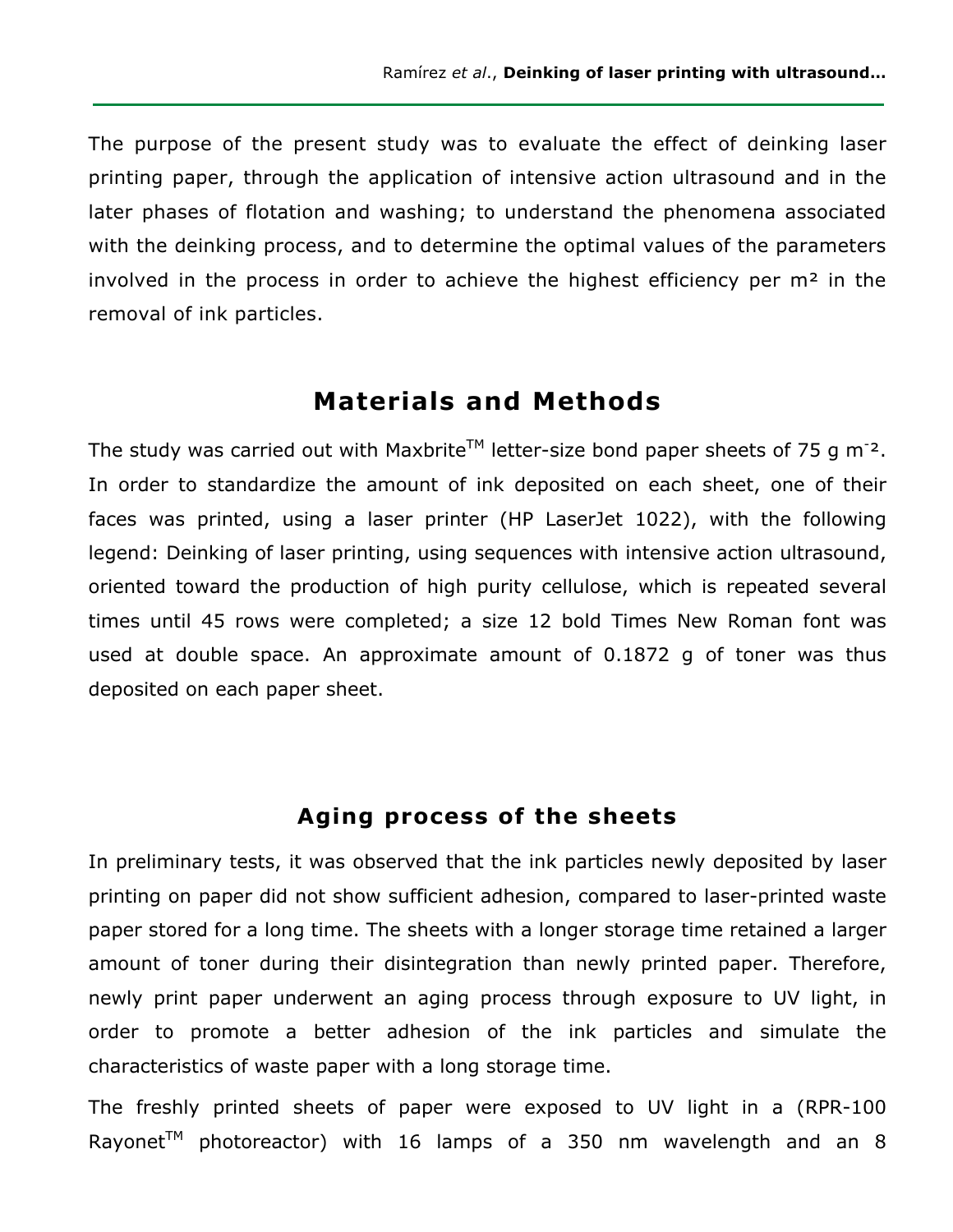The purpose of the present study was to evaluate the effect of deinking laser printing paper, through the application of intensive action ultrasound and in the later phases of flotation and washing; to understand the phenomena associated with the deinking process, and to determine the optimal values of the parameters involved in the process in order to achieve the highest efficiency per m² in the removal of ink particles.

## Materials and Methods

The study was carried out with Maxbrite™ letter-size bond paper sheets of 75 g $m^{-2}$. In order to standardize the amount of ink deposited on each sheet, one of their faces was printed, using a laser printer (HP LaserJet 1022), with the following legend: Deinking of laser printing, using sequences with intensive action ultrasound, oriented toward the production of high purity cellulose, which is repeated several times until 45 rows were completed; a size 12 bold Times New Roman font was used at double space. An approximate amount of 0.1872 g of toner was thus deposited on each paper sheet.

### Aging process of the sheets

In preliminary tests, it was observed that the ink particles newly deposited by laser printing on paper did not show sufficient adhesion, compared to laser-printed waste paper stored for a long time. The sheets with a longer storage time retained a larger amount of toner during their disintegration than newly printed paper. Therefore, newly print paper underwent an aging process through exposure to UV light, in order to promote a better adhesion of the ink particles and simulate the characteristics of waste paper with a long storage time.

The freshly printed sheets of paper were exposed to UV light in a (RPR-100 Rayonet™ photoreactor) with 16 lamps of a 350 nm wavelength and an 8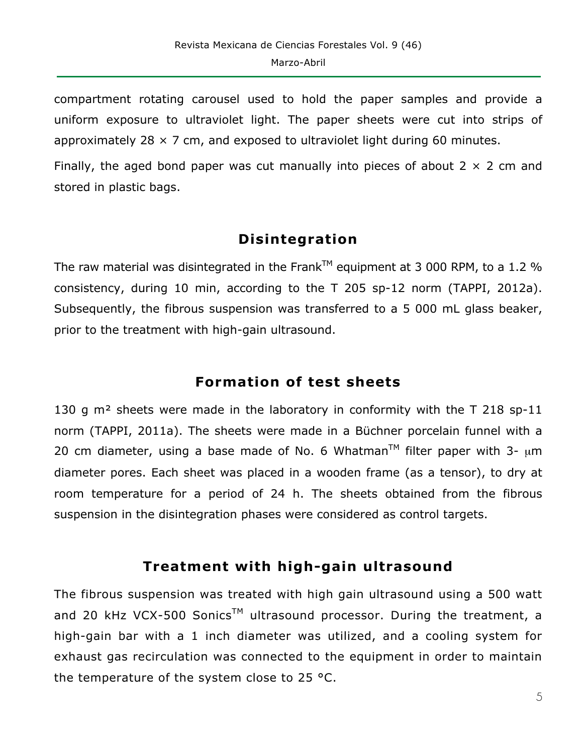compartment rotating carousel used to hold the paper samples and provide a uniform exposure to ultraviolet light. The paper sheets were cut into strips of approximately 28 × 7 cm, and exposed to ultraviolet light during 60 minutes.

Finally, the aged bond paper was cut manually into pieces of about 2 × 2 cm and stored in plastic bags.

## Disintegration

The raw material was disintegrated in the Frank™ equipment at 3 000 RPM, to a 1.2 % consistency, during 10 min, according to the T 205 sp-12 norm (TAPPI, 2012a). Subsequently, the fibrous suspension was transferred to a 5 000 mL glass beaker, prior to the treatment with high-gain ultrasound.

## Formation of test sheets

130 g m² sheets were made in the laboratory in conformity with the T 218 sp-11 norm (TAPPI, 2011a). The sheets were made in a Büchner porcelain funnel with a 20 cm diameter, using a base made of No. 6 Whatman™ filter paper with 3- μm diameter pores. Each sheet was placed in a wooden frame (as a tensor), to dry at room temperature for a period of 24 h. The sheets obtained from the fibrous suspension in the disintegration phases were considered as control targets.

## Treatment with high-gain ultrasound

The fibrous suspension was treated with high gain ultrasound using a 500 watt and 20 kHz VCX-500 Sonics™ ultrasound processor. During the treatment, a high-gain bar with a 1 inch diameter was utilized, and a cooling system for exhaust gas recirculation was connected to the equipment in order to maintain the temperature of the system close to 25 °C.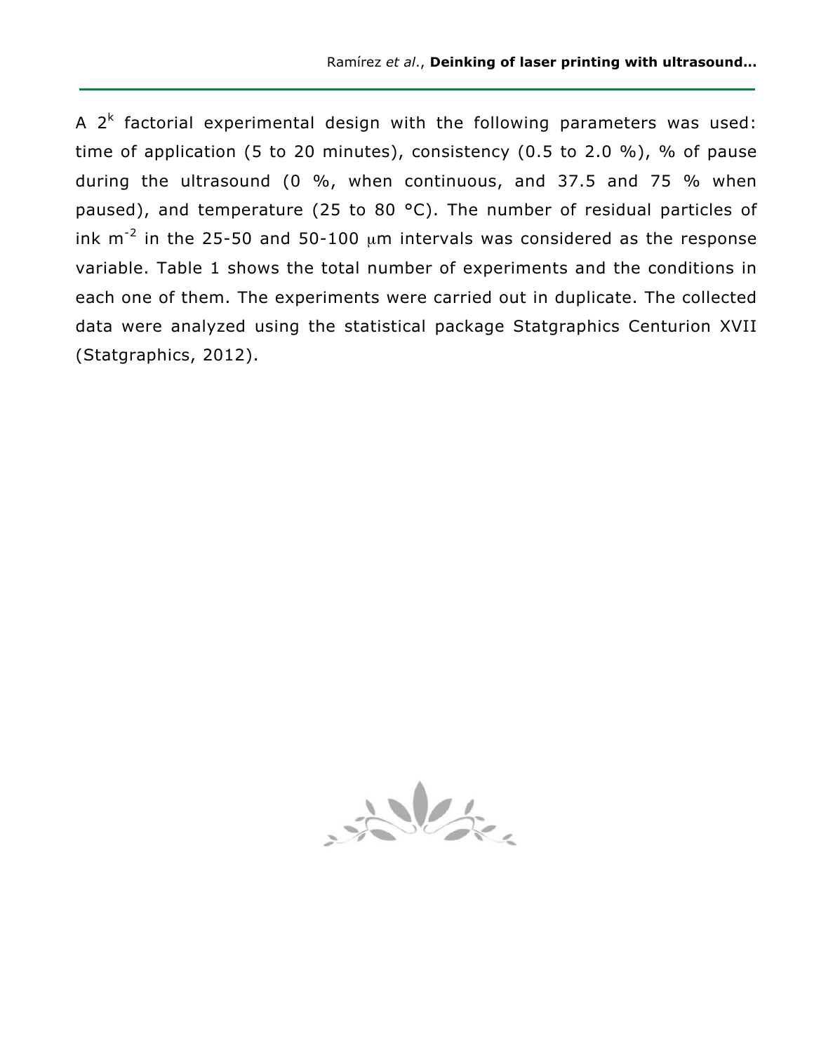A $2^k$ factorial experimental design with the following parameters was used: time of application (5 to 20 minutes), consistency (0.5 to 2.0 %), % of pause during the ultrasound (0 %, when continuous, and 37.5 and 75 % when paused), and temperature (25 to 80 °C). The number of residual particles of ink $m^{-2}$ in the 25-50 and 50-100 $\mu$m intervals was considered as the response variable. Table 1 shows the total number of experiments and the conditions in each one of them. The experiments were carried out in duplicate. The collected data were analyzed using the statistical package Statgraphics Centurion XVII (Statgraphics, 2012).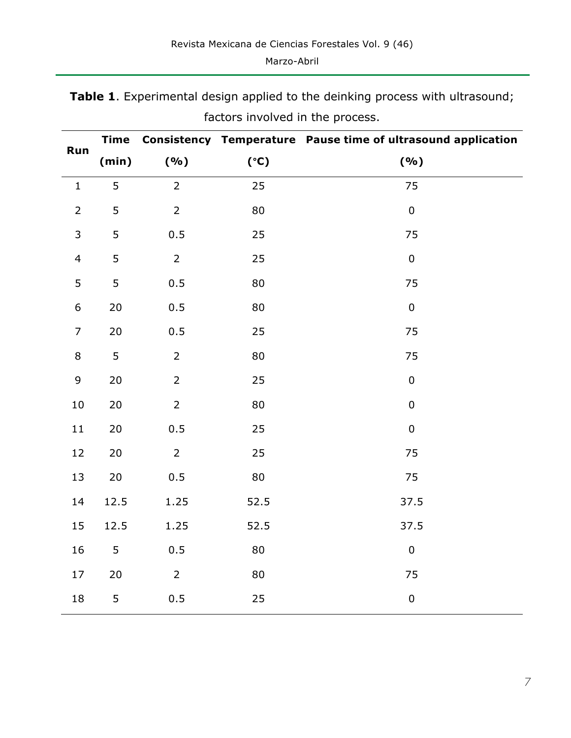**Table 1**. Experimental design applied to the deinking process with ultrasound; factors involved in the process.

| Run | Time (min) | Consistency (%) | Temperature (°C) | Pause time of ultrasound application (%) |
|---|---|---|---|---|
| 1 | 5 | 2 | 25 | 75 |
| 2 | 5 | 2 | 80 | 0 |
| 3 | 5 | 0.5 | 25 | 75 |
| 4 | 5 | 2 | 25 | 0 |
| 5 | 5 | 0.5 | 80 | 75 |
| 6 | 20 | 0.5 | 80 | 0 |
| 7 | 20 | 0.5 | 25 | 75 |
| 8 | 5 | 2 | 80 | 75 |
| 9 | 20 | 2 | 25 | 0 |
| 10 | 20 | 2 | 80 | 0 |
| 11 | 20 | 0.5 | 25 | 0 |
| 12 | 20 | 2 | 25 | 75 |
| 13 | 20 | 0.5 | 80 | 75 |
| 14 | 12.5 | 1.25 | 52.5 | 37.5 |
| 15 | 12.5 | 1.25 | 52.5 | 37.5 |
| 16 | 5 | 0.5 | 80 | 0 |
| 17 | 20 | 2 | 80 | 75 |
| 18 | 5 | 0.5 | 25 | 0 |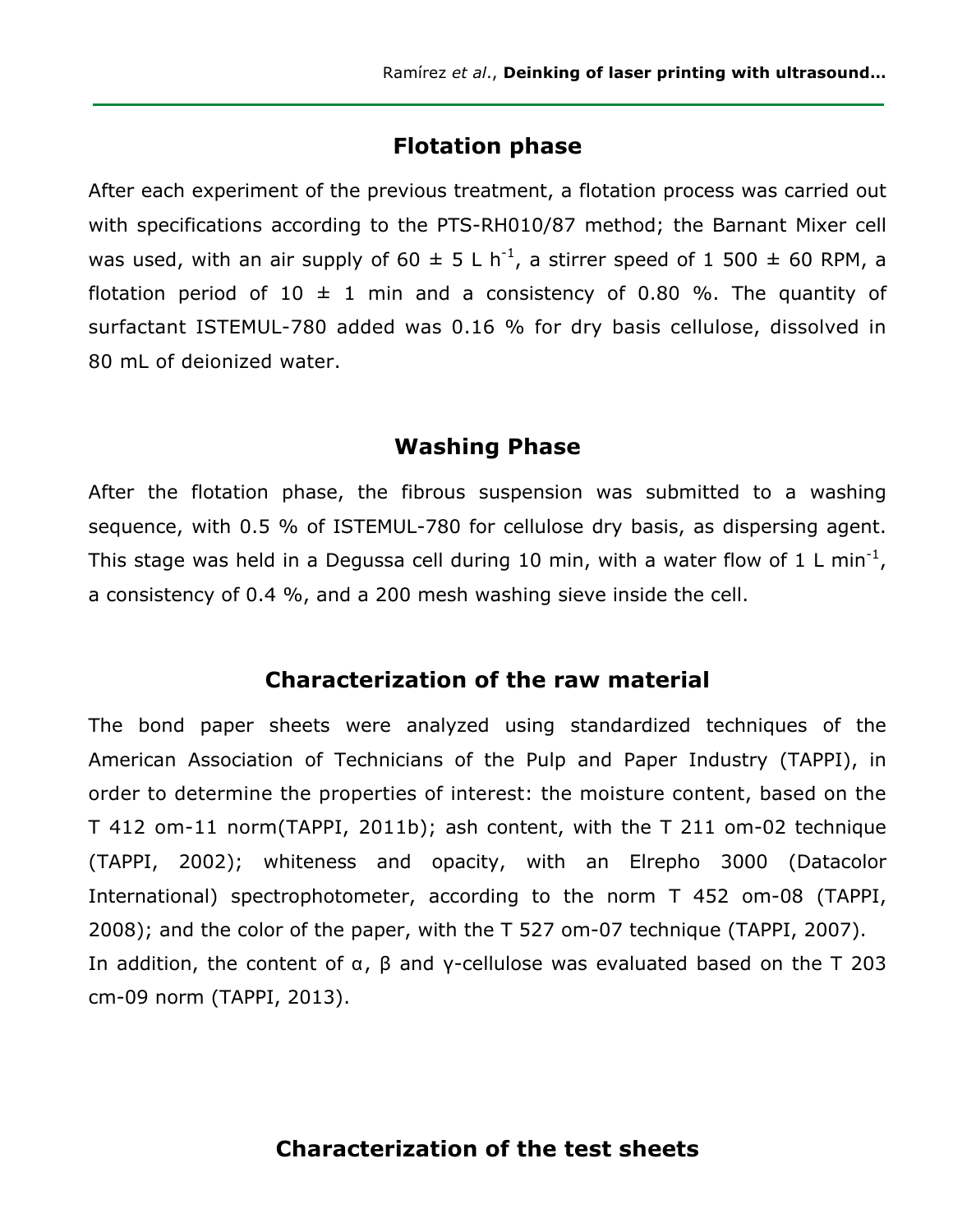## Flotation phase

After each experiment of the previous treatment, a flotation process was carried out with specifications according to the PTS-RH010/87 method; the Barnant Mixer cell was used, with an air supply of 60 ± 5 L $h^{-1}$, a stirrer speed of 1 500 ± 60 RPM, a flotation period of 10 ± 1 min and a consistency of 0.80 %. The quantity of surfactant ISTEMUL-780 added was 0.16 % for dry basis cellulose, dissolved in 80 mL of deionized water.

## Washing Phase

After the flotation phase, the fibrous suspension was submitted to a washing sequence, with 0.5 % of ISTEMUL-780 for cellulose dry basis, as dispersing agent. This stage was held in a Degussa cell during 10 min, with a water flow of 1 L $min^{-1}$, a consistency of 0.4 %, and a 200 mesh washing sieve inside the cell.

## Characterization of the raw material

The bond paper sheets were analyzed using standardized techniques of the American Association of Technicians of the Pulp and Paper Industry (TAPPI), in order to determine the properties of interest: the moisture content, based on the T 412 om-11 norm(TAPPI, 2011b); ash content, with the T 211 om-02 technique (TAPPI, 2002); whiteness and opacity, with an Elrepho 3000 (Datacolor International) spectrophotometer, according to the norm T 452 om-08 (TAPPI, 2008); and the color of the paper, with the T 527 om-07 technique (TAPPI, 2007).
In addition, the content of α, β and γ-cellulose was evaluated based on the T 203 cm-09 norm (TAPPI, 2013).

## Characterization of the test sheets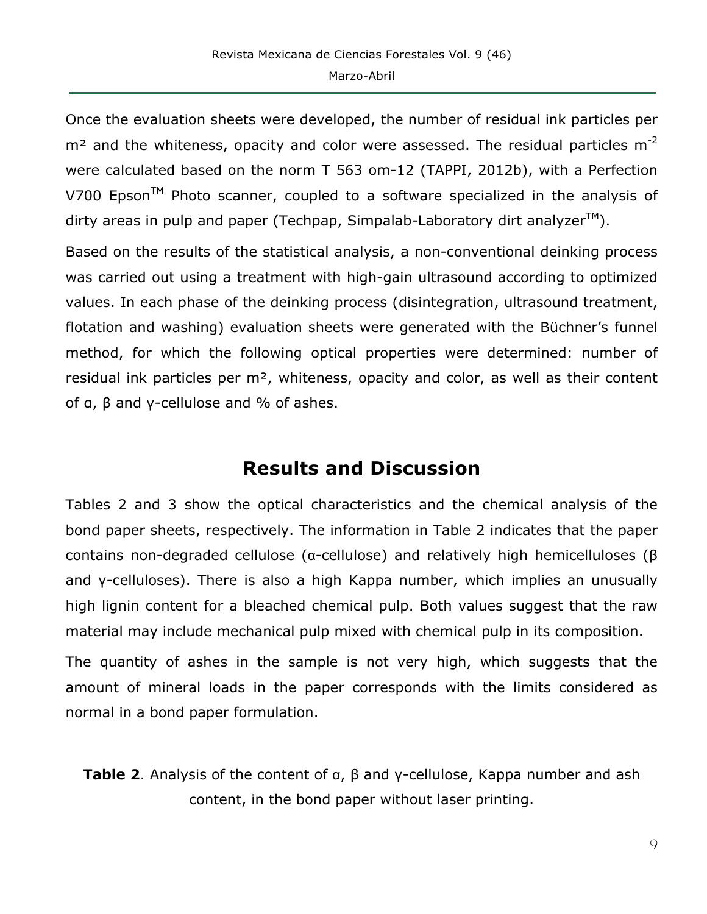Once the evaluation sheets were developed, the number of residual ink particles per m² and the whiteness, opacity and color were assessed. The residual particles $m^{-2}$ were calculated based on the norm T 563 om-12 (TAPPI, 2012b), with a Perfection V700 Epson™ Photo scanner, coupled to a software specialized in the analysis of dirty areas in pulp and paper (Techpap, Simpalab-Laboratory dirt analyzer™).

Based on the results of the statistical analysis, a non-conventional deinking process was carried out using a treatment with high-gain ultrasound according to optimized values. In each phase of the deinking process (disintegration, ultrasound treatment, flotation and washing) evaluation sheets were generated with the Büchner's funnel method, for which the following optical properties were determined: number of residual ink particles per m², whiteness, opacity and color, as well as their content of α, β and γ-cellulose and % of ashes.

## Results and Discussion

Tables 2 and 3 show the optical characteristics and the chemical analysis of the bond paper sheets, respectively. The information in Table 2 indicates that the paper contains non-degraded cellulose (α-cellulose) and relatively high hemicelluloses (β and γ-celluloses). There is also a high Kappa number, which implies an unusually high lignin content for a bleached chemical pulp. Both values suggest that the raw material may include mechanical pulp mixed with chemical pulp in its composition.

The quantity of ashes in the sample is not very high, which suggests that the amount of mineral loads in the paper corresponds with the limits considered as normal in a bond paper formulation.

**Table 2**. Analysis of the content of α, β and γ-cellulose, Kappa number and ash content, in the bond paper without laser printing.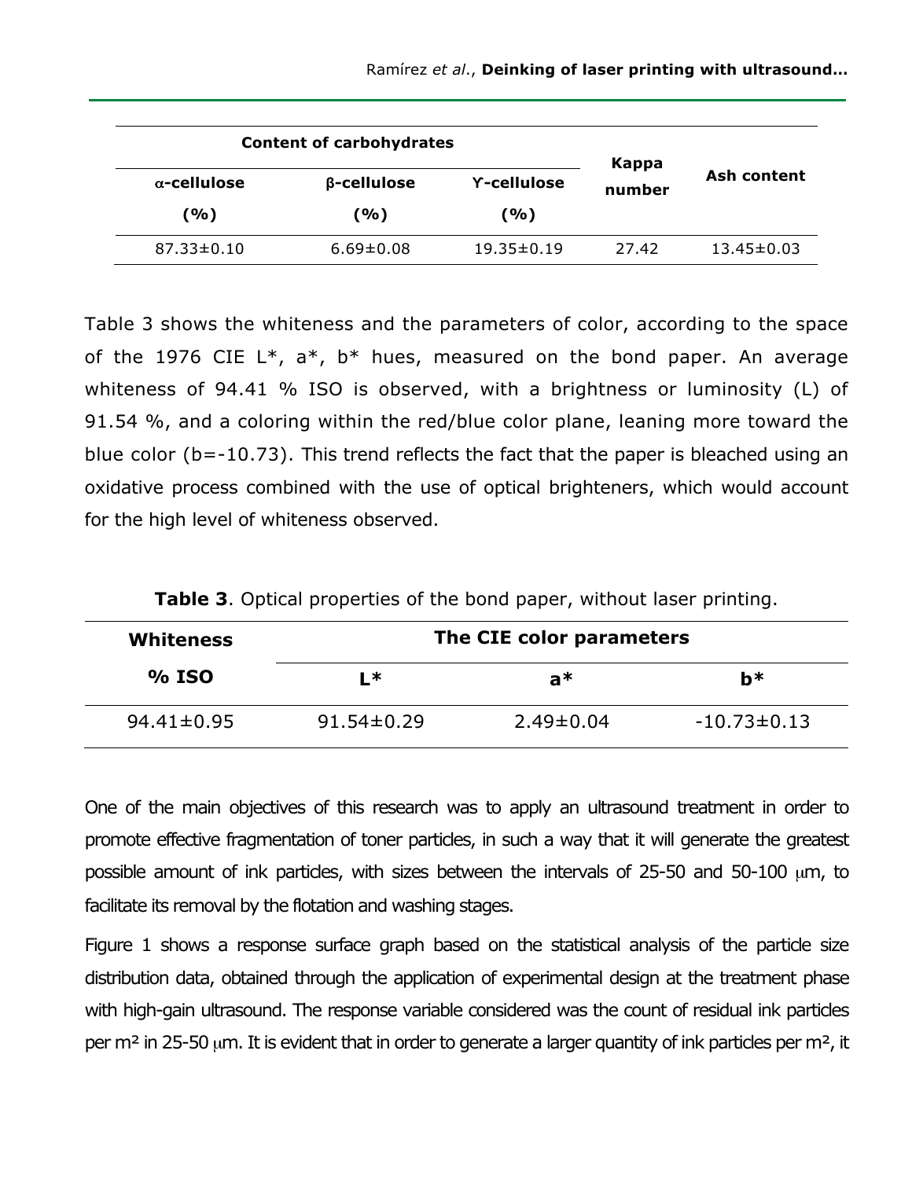| Content of carbohydrates | | | Kappa number | Ash content |
|---|---|---|---|---|
| α-cellulose (%) | β-cellulose (%) | ϒ-cellulose (%) | | |
| 87.33±0.10 | 6.69±0.08 | 19.35±0.19 | 27.42 | 13.45±0.03 |

Table 3 shows the whiteness and the parameters of color, according to the space of the 1976 CIE L*, a*, b* hues, measured on the bond paper. An average whiteness of 94.41 % ISO is observed, with a brightness or luminosity (L) of 91.54 %, and a coloring within the red/blue color plane, leaning more toward the blue color (b=-10.73). This trend reflects the fact that the paper is bleached using an oxidative process combined with the use of optical brighteners, which would account for the high level of whiteness observed.

**Table 3**. Optical properties of the bond paper, without laser printing.

| Whiteness % ISO | The CIE color parameters | | |
|---|---|---|---|
| | L* | a* | b* |
| 94.41±0.95 | 91.54±0.29 | 2.49±0.04 | -10.73±0.13 |

One of the main objectives of this research was to apply an ultrasound treatment in order to promote effective fragmentation of toner particles, in such a way that it will generate the greatest possible amount of ink particles, with sizes between the intervals of 25-50 and 50-100 μm, to facilitate its removal by the flotation and washing stages.

Figure 1 shows a response surface graph based on the statistical analysis of the particle size distribution data, obtained through the application of experimental design at the treatment phase with high-gain ultrasound. The response variable considered was the count of residual ink particles per m² in 25-50 μm. It is evident that in order to generate a larger quantity of ink particles per m², it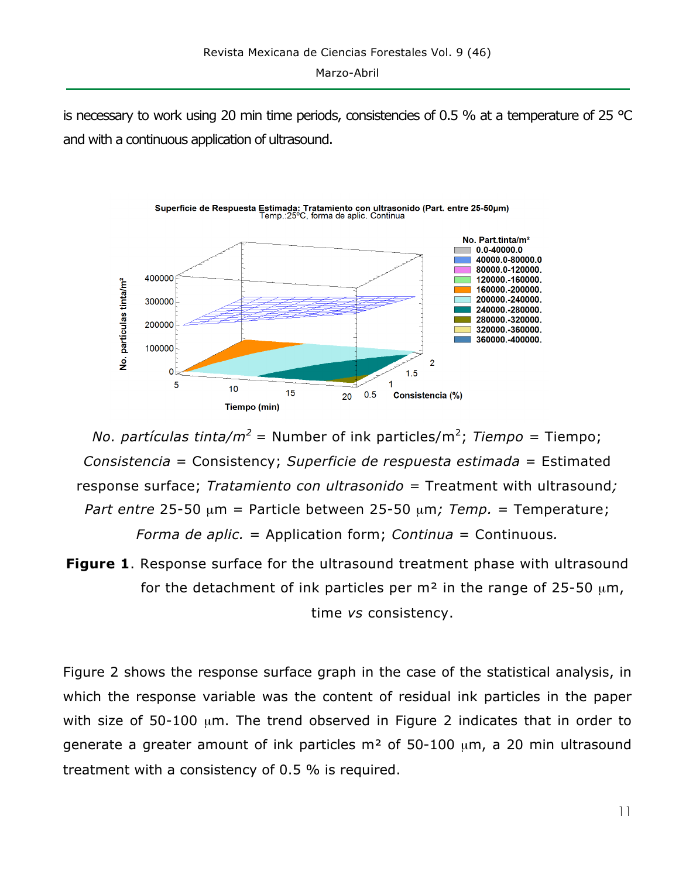is necessary to work using 20 min time periods, consistencies of 0.5 % at a temperature of 25 °C and with a continuous application of ultrasound.

*No. partículas tinta/m²* = Number of ink particles/m²; *Tiempo* = Tiempo; *Consistencia* = Consistency; *Superficie de respuesta estimada* = Estimated response surface; *Tratamiento con ultrasonido* = Treatment with ultrasound*;* *Part entre* 25-50 μm = Particle between 25-50 μm*; Temp.* = Temperature; *Forma de aplic.* = Application form; *Continua* = Continuous*.*

**Figure 1**. Response surface for the ultrasound treatment phase with ultrasound for the detachment of ink particles per m² in the range of 25-50 μm, time *vs* consistency.

Figure 2 shows the response surface graph in the case of the statistical analysis, in which the response variable was the content of residual ink particles in the paper with size of 50-100 μm. The trend observed in Figure 2 indicates that in order to generate a greater amount of ink particles m² of 50-100 μm, a 20 min ultrasound treatment with a consistency of 0.5 % is required.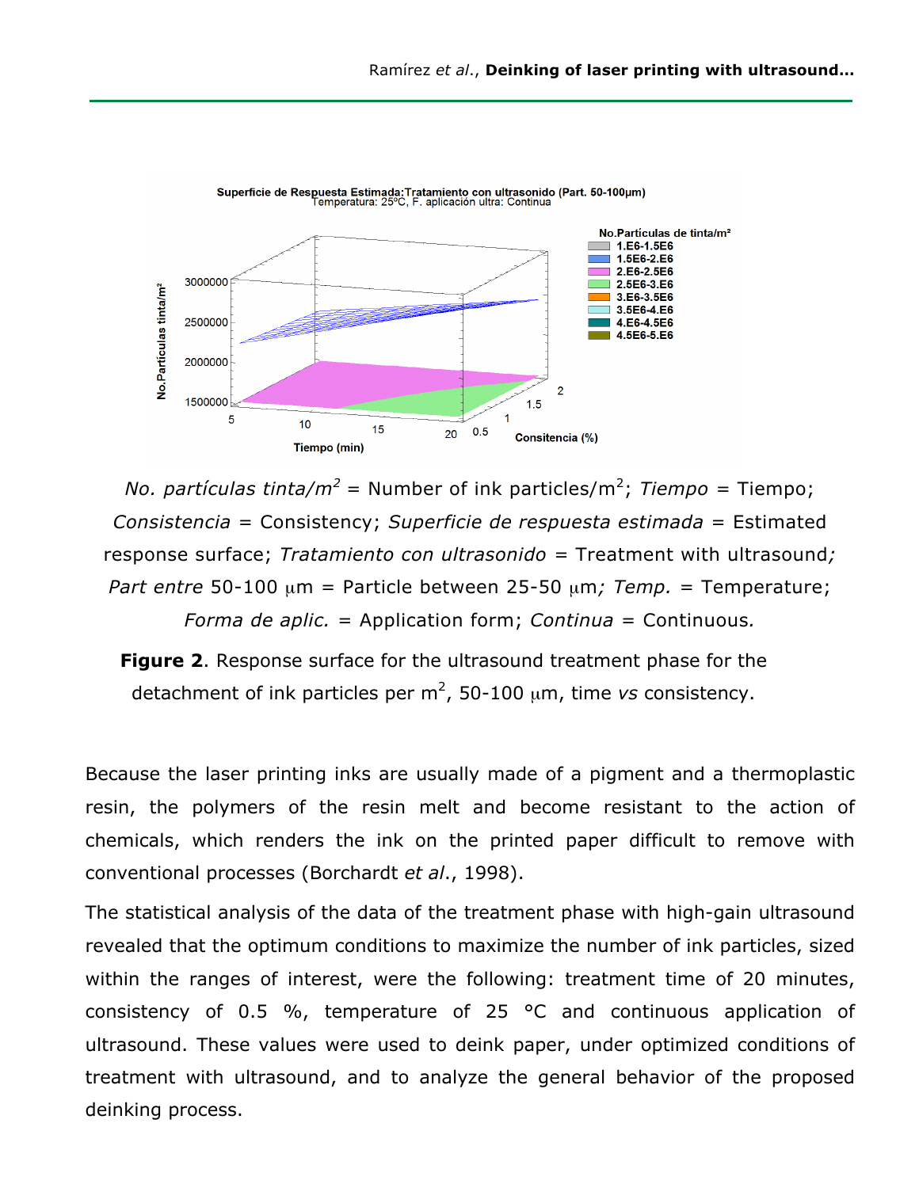*No. partículas tinta/m²* = Number of ink particles/m²; *Tiempo* = Tiempo; *Consistencia* = Consistency; *Superficie de respuesta estimada* = Estimated response surface; *Tratamiento con ultrasonido* = Treatment with ultrasound*;* *Part entre* 50-100 μm = Particle between 25-50 μm*; Temp.* = Temperature; *Forma de aplic.* = Application form; *Continua* = Continuous*.*

**Figure 2**. Response surface for the ultrasound treatment phase for the detachment of ink particles per m², 50-100 μm, time *vs* consistency.

Because the laser printing inks are usually made of a pigment and a thermoplastic resin, the polymers of the resin melt and become resistant to the action of chemicals, which renders the ink on the printed paper difficult to remove with conventional processes (Borchardt *et al*., 1998).

The statistical analysis of the data of the treatment phase with high-gain ultrasound revealed that the optimum conditions to maximize the number of ink particles, sized within the ranges of interest, were the following: treatment time of 20 minutes, consistency of 0.5 %, temperature of 25 °C and continuous application of ultrasound. These values were used to deink paper, under optimized conditions of treatment with ultrasound, and to analyze the general behavior of the proposed deinking process.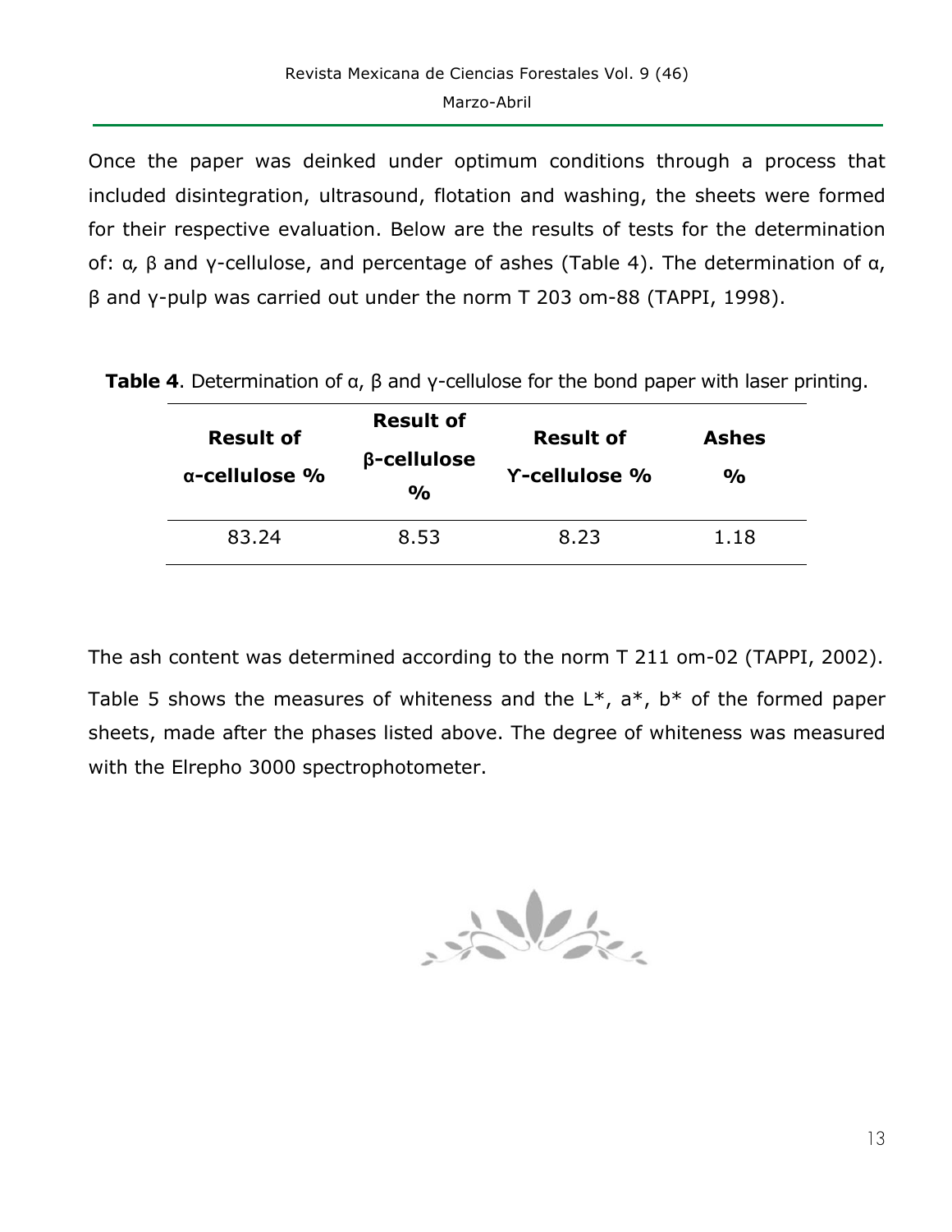Once the paper was deinked under optimum conditions through a process that included disintegration, ultrasound, flotation and washing, the sheets were formed for their respective evaluation. Below are the results of tests for the determination of: α, β and γ-cellulose, and percentage of ashes (Table 4). The determination of α, β and γ-pulp was carried out under the norm T 203 om-88 (TAPPI, 1998).

**Table 4**. Determination of α, β and γ-cellulose for the bond paper with laser printing.

| **Result of α-cellulose %** | **Result of β-cellulose %** | **Result of ϒ-cellulose %** | **Ashes %** |
|---|---|---|---|
| 83.24 | 8.53 | 8.23 | 1.18 |

The ash content was determined according to the norm T 211 om-02 (TAPPI, 2002).

Table 5 shows the measures of whiteness and the L*, a*, b* of the formed paper sheets, made after the phases listed above. The degree of whiteness was measured with the Elrepho 3000 spectrophotometer.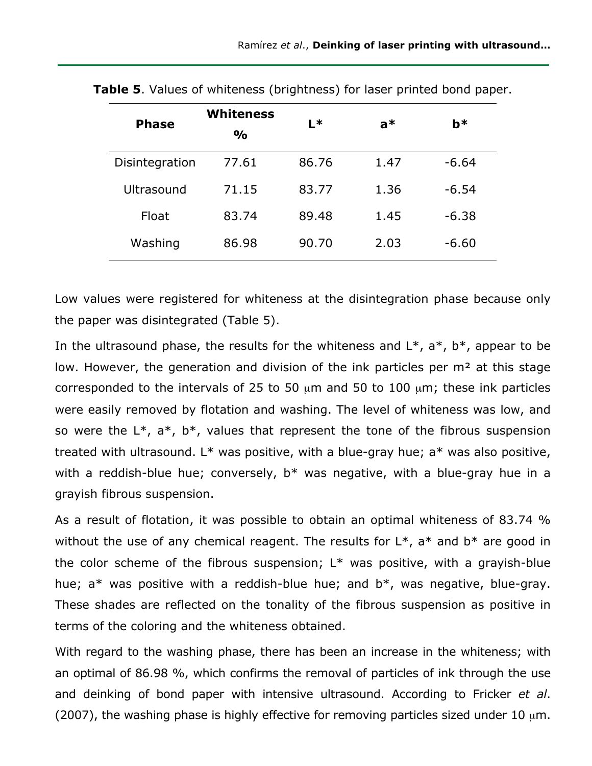**Table 5**. Values of whiteness (brightness) for laser printed bond paper.

| Phase | Whiteness % | L* | a* | b* |
|---|---|---|---|---|
| Disintegration | 77.61 | 86.76 | 1.47 | -6.64 |
| Ultrasound | 71.15 | 83.77 | 1.36 | -6.54 |
| Float | 83.74 | 89.48 | 1.45 | -6.38 |
| Washing | 86.98 | 90.70 | 2.03 | -6.60 |

Low values were registered for whiteness at the disintegration phase because only the paper was disintegrated (Table 5).

In the ultrasound phase, the results for the whiteness and L*, a*, b*, appear to be low. However, the generation and division of the ink particles per m² at this stage corresponded to the intervals of 25 to 50 μm and 50 to 100 μm; these ink particles were easily removed by flotation and washing. The level of whiteness was low, and so were the L*, a*, b*, values that represent the tone of the fibrous suspension treated with ultrasound. L* was positive, with a blue-gray hue; a* was also positive, with a reddish-blue hue; conversely, b* was negative, with a blue-gray hue in a grayish fibrous suspension.

As a result of flotation, it was possible to obtain an optimal whiteness of 83.74 % without the use of any chemical reagent. The results for L*, a* and b* are good in the color scheme of the fibrous suspension; L* was positive, with a grayish-blue hue; a* was positive with a reddish-blue hue; and b*, was negative, blue-gray. These shades are reflected on the tonality of the fibrous suspension as positive in terms of the coloring and the whiteness obtained.

With regard to the washing phase, there has been an increase in the whiteness; with an optimal of 86.98 %, which confirms the removal of particles of ink through the use and deinking of bond paper with intensive ultrasound. According to Fricker *et al*. (2007), the washing phase is highly effective for removing particles sized under 10 μm.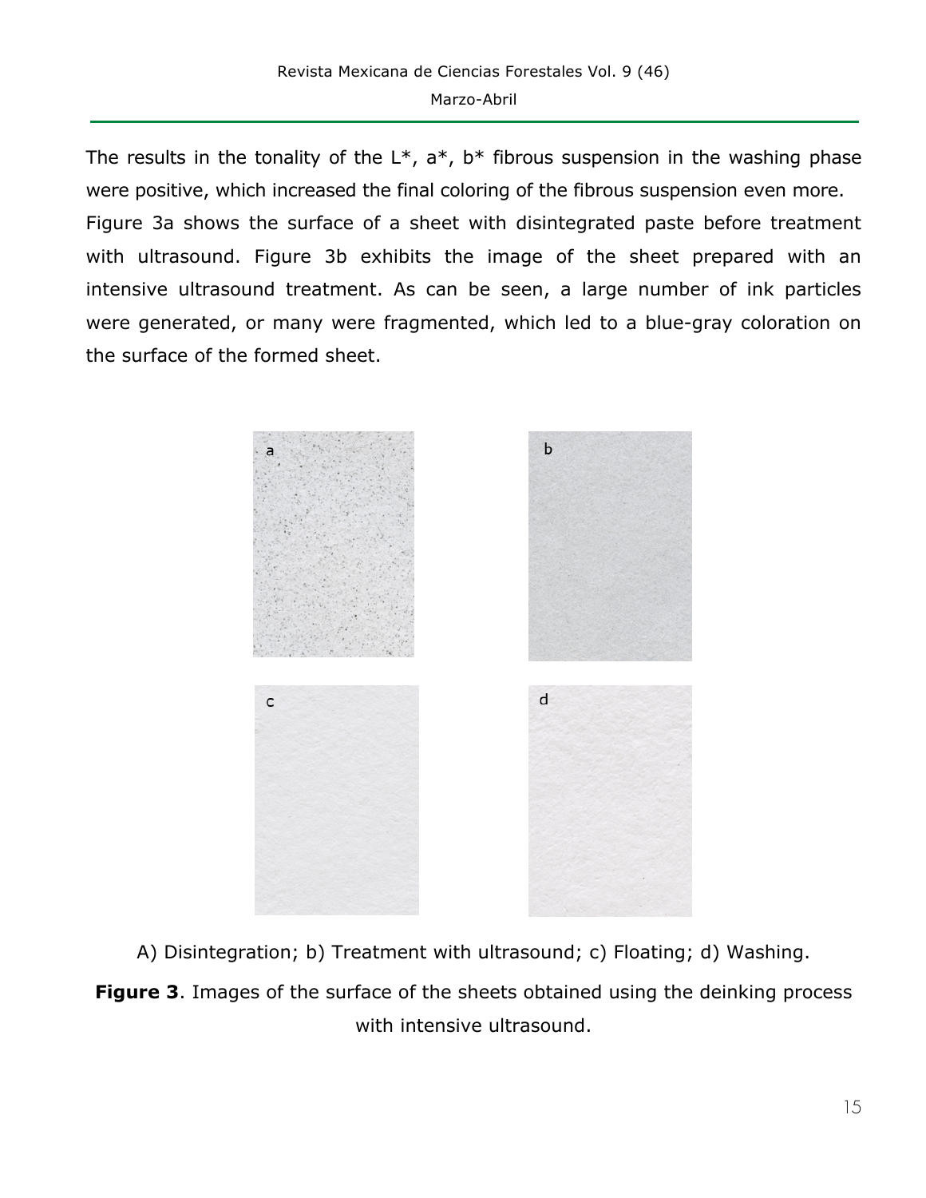The results in the tonality of the L*, a*, b* fibrous suspension in the washing phase were positive, which increased the final coloring of the fibrous suspension even more. Figure 3a shows the surface of a sheet with disintegrated paste before treatment with ultrasound. Figure 3b exhibits the image of the sheet prepared with an intensive ultrasound treatment. As can be seen, a large number of ink particles were generated, or many were fragmented, which led to a blue-gray coloration on the surface of the formed sheet.

A) Disintegration; b) Treatment with ultrasound; c) Floating; d) Washing.

**Figure 3**. Images of the surface of the sheets obtained using the deinking process with intensive ultrasound.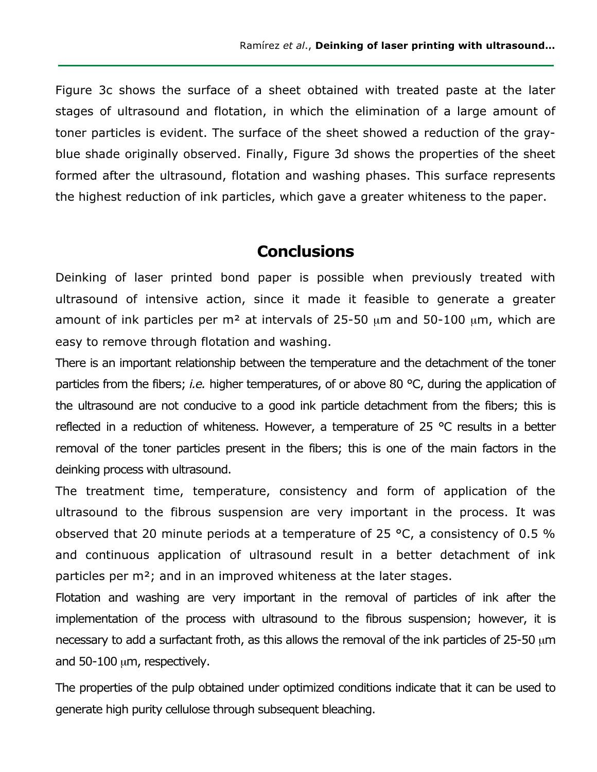Figure 3c shows the surface of a sheet obtained with treated paste at the later stages of ultrasound and flotation, in which the elimination of a large amount of toner particles is evident. The surface of the sheet showed a reduction of the gray-blue shade originally observed. Finally, Figure 3d shows the properties of the sheet formed after the ultrasound, flotation and washing phases. This surface represents the highest reduction of ink particles, which gave a greater whiteness to the paper.

## Conclusions

Deinking of laser printed bond paper is possible when previously treated with ultrasound of intensive action, since it made it feasible to generate a greater amount of ink particles per m² at intervals of 25-50 μm and 50-100 μm, which are easy to remove through flotation and washing.

There is an important relationship between the temperature and the detachment of the toner particles from the fibers; *i.e.* higher temperatures, of or above 80 °C, during the application of the ultrasound are not conducive to a good ink particle detachment from the fibers; this is reflected in a reduction of whiteness. However, a temperature of 25 °C results in a better removal of the toner particles present in the fibers; this is one of the main factors in the deinking process with ultrasound.

The treatment time, temperature, consistency and form of application of the ultrasound to the fibrous suspension are very important in the process. It was observed that 20 minute periods at a temperature of 25 °C, a consistency of 0.5 % and continuous application of ultrasound result in a better detachment of ink particles per m²; and in an improved whiteness at the later stages.

Flotation and washing are very important in the removal of particles of ink after the implementation of the process with ultrasound to the fibrous suspension; however, it is necessary to add a surfactant froth, as this allows the removal of the ink particles of 25-50 μm and 50-100 μm, respectively.

The properties of the pulp obtained under optimized conditions indicate that it can be used to generate high purity cellulose through subsequent bleaching.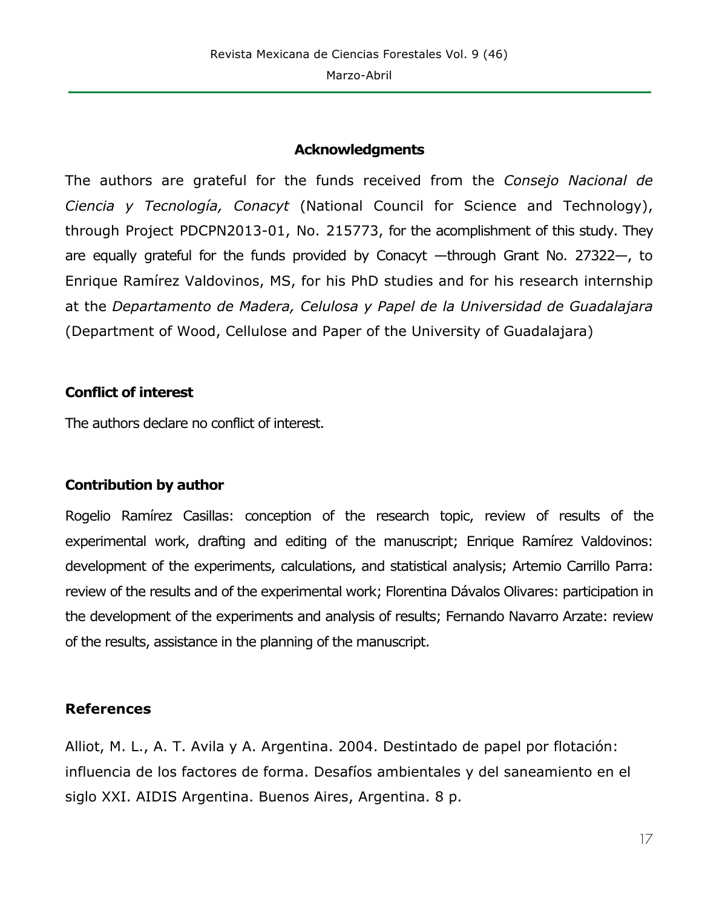## Acknowledgments

The authors are grateful for the funds received from the *Consejo Nacional de Ciencia y Tecnología, Conacyt* (National Council for Science and Technology), through Project PDCPN2013-01, No. 215773, for the acomplishment of this study. They are equally grateful for the funds provided by Conacyt —through Grant No. 27322—, to Enrique Ramírez Valdovinos, MS, for his PhD studies and for his research internship at the *Departamento de Madera, Celulosa y Papel de la Universidad de Guadalajara* (Department of Wood, Cellulose and Paper of the University of Guadalajara)

## Conflict of interest

The authors declare no conflict of interest.

## Contribution by author

Rogelio Ramírez Casillas: conception of the research topic, review of results of the experimental work, drafting and editing of the manuscript; Enrique Ramírez Valdovinos: development of the experiments, calculations, and statistical analysis; Artemio Carrillo Parra: review of the results and of the experimental work; Florentina Dávalos Olivares: participation in the development of the experiments and analysis of results; Fernando Navarro Arzate: review of the results, assistance in the planning of the manuscript.

## References

Alliot, M. L., A. T. Avila y A. Argentina. 2004. Destintado de papel por flotación: influencia de los factores de forma. Desafíos ambientales y del saneamiento en el siglo XXI. AIDIS Argentina. Buenos Aires, Argentina. 8 p.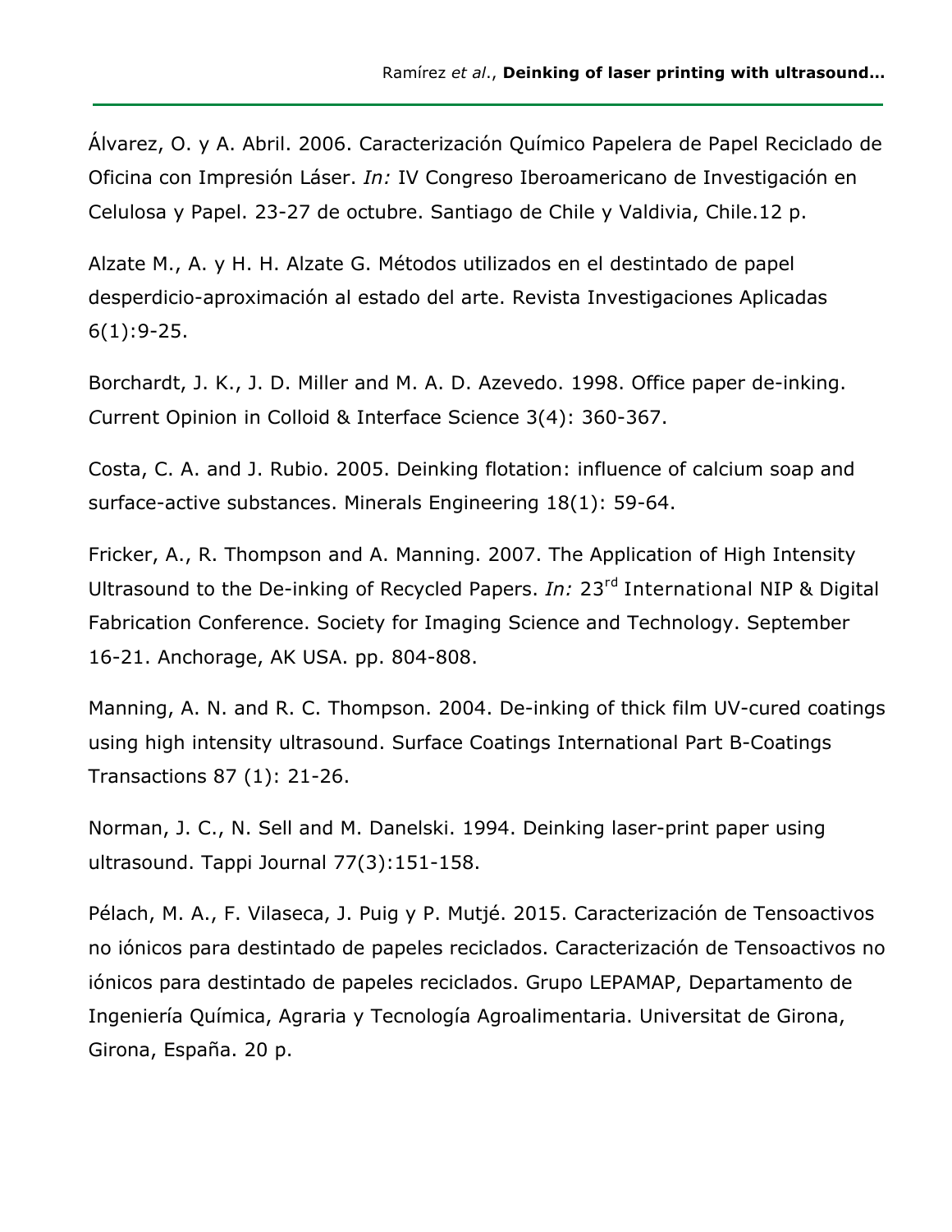Álvarez, O. y A. Abril. 2006. Caracterización Químico Papelera de Papel Reciclado de Oficina con Impresión Láser. *In:* IV Congreso Iberoamericano de Investigación en Celulosa y Papel. 23-27 de octubre. Santiago de Chile y Valdivia, Chile.12 p.

Alzate M., A. y H. H. Alzate G. Métodos utilizados en el destintado de papel desperdicio-aproximación al estado del arte. Revista Investigaciones Aplicadas 6(1):9-25.

Borchardt, J. K., J. D. Miller and M. A. D. Azevedo. 1998. Office paper de-inking. *C*urrent Opinion in Colloid & Interface Science 3(4): 360-367.

Costa, C. A. and J. Rubio. 2005. Deinking flotation: influence of calcium soap and surface-active substances. Minerals Engineering 18(1): 59-64.

Fricker, A., R. Thompson and A. Manning. 2007. The Application of High Intensity Ultrasound to the De-inking of Recycled Papers. *In:* 23rd International NIP & Digital Fabrication Conference. Society for Imaging Science and Technology. September 16-21. Anchorage, AK USA. pp. 804-808.

Manning, A. N. and R. C. Thompson. 2004. De-inking of thick film UV-cured coatings using high intensity ultrasound. Surface Coatings International Part B-Coatings Transactions 87 (1): 21-26.

Norman, J. C., N. Sell and M. Danelski. 1994. Deinking laser-print paper using ultrasound. Tappi Journal 77(3):151-158.

Pélach, M. A., F. Vilaseca, J. Puig y P. Mutjé. 2015. Caracterización de Tensoactivos no iónicos para destintado de papeles reciclados. Caracterización de Tensoactivos no iónicos para destintado de papeles reciclados. Grupo LEPAMAP, Departamento de Ingeniería Química, Agraria y Tecnología Agroalimentaria. Universitat de Girona, Girona, España. 20 p.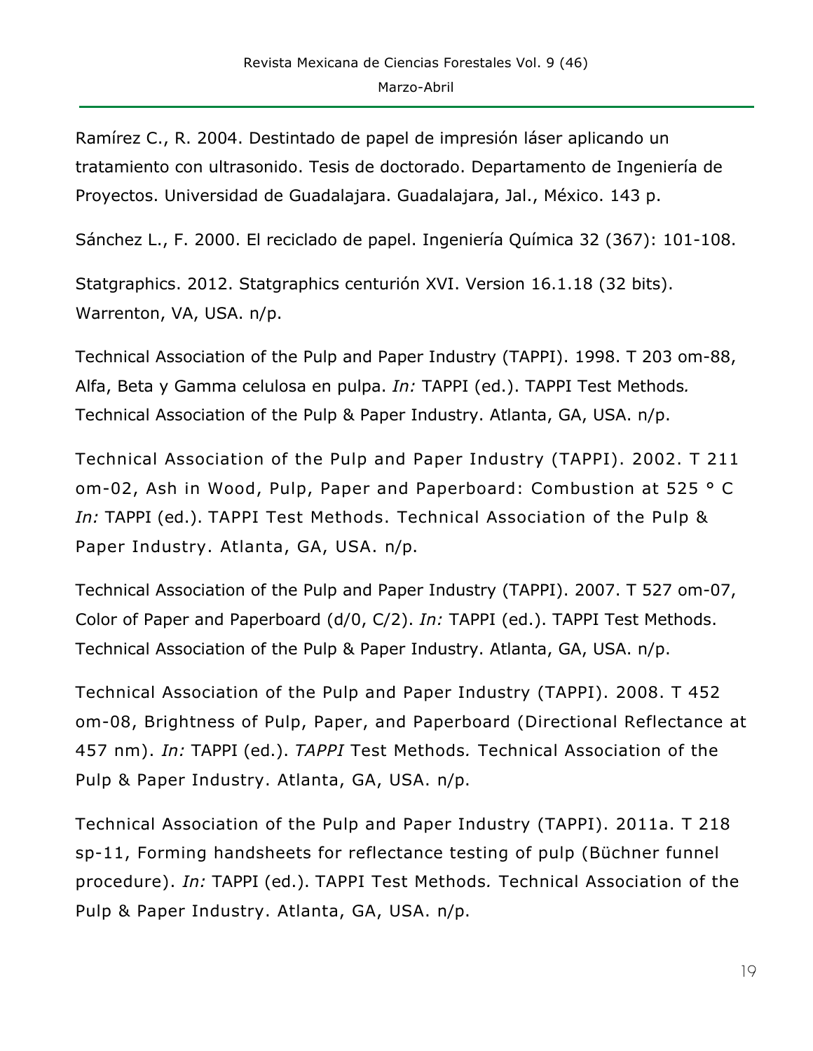Ramírez C., R. 2004. Destintado de papel de impresión láser aplicando un tratamiento con ultrasonido. Tesis de doctorado. Departamento de Ingeniería de Proyectos. Universidad de Guadalajara. Guadalajara, Jal., México. 143 p.

Sánchez L., F. 2000. El reciclado de papel. Ingeniería Química 32 (367): 101-108.

Statgraphics. 2012. Statgraphics centurión XVI. Version 16.1.18 (32 bits). Warrenton, VA, USA. n/p.

Technical Association of the Pulp and Paper Industry (TAPPI). 1998. T 203 om-88, Alfa, Beta y Gamma celulosa en pulpa. *In:* TAPPI (ed.). TAPPI Test Methods. Technical Association of the Pulp & Paper Industry. Atlanta, GA, USA. n/p.

Technical Association of the Pulp and Paper Industry (TAPPI). 2002. T 211 om-02, Ash in Wood, Pulp, Paper and Paperboard: Combustion at 525 ° C *In:* TAPPI (ed.). TAPPI Test Methods. Technical Association of the Pulp & Paper Industry. Atlanta, GA, USA. n/p.

Technical Association of the Pulp and Paper Industry (TAPPI). 2007. T 527 om-07, Color of Paper and Paperboard (d/0, C/2). *In:* TAPPI (ed.). TAPPI Test Methods. Technical Association of the Pulp & Paper Industry. Atlanta, GA, USA. n/p.

Technical Association of the Pulp and Paper Industry (TAPPI). 2008. T 452 om-08, Brightness of Pulp, Paper, and Paperboard (Directional Reflectance at 457 nm). *In:* TAPPI (ed.). *TAPPI* Test Methods. Technical Association of the Pulp & Paper Industry. Atlanta, GA, USA. n/p.

Technical Association of the Pulp and Paper Industry (TAPPI). 2011a. T 218 sp-11, Forming handsheets for reflectance testing of pulp (Büchner funnel procedure). *In:* TAPPI (ed.). TAPPI Test Methods. Technical Association of the Pulp & Paper Industry. Atlanta, GA, USA. n/p.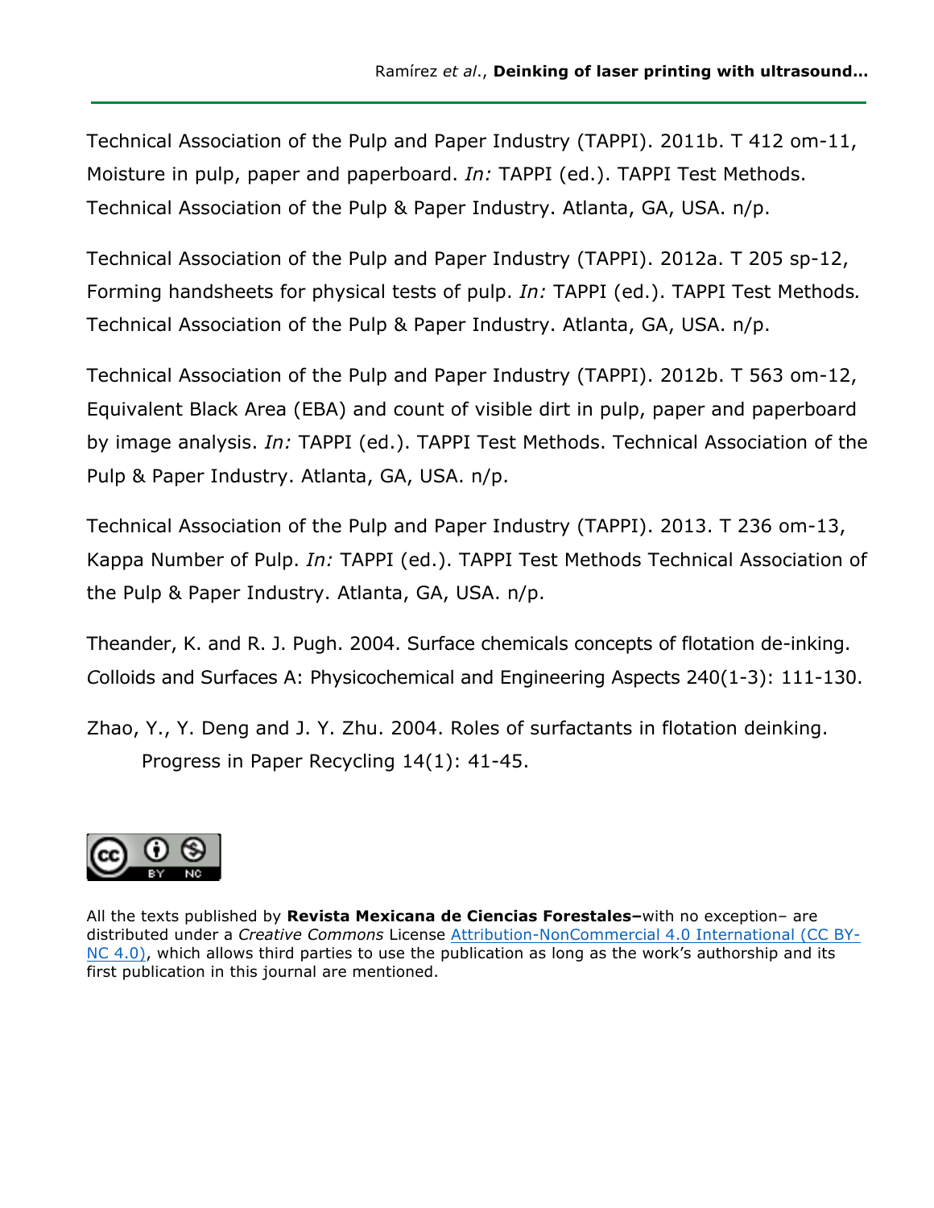Technical Association of the Pulp and Paper Industry (TAPPI). 2011b. T 412 om-11, Moisture in pulp, paper and paperboard. *In:* TAPPI (ed.). TAPPI Test Methods. Technical Association of the Pulp & Paper Industry. Atlanta, GA, USA. n/p.

Technical Association of the Pulp and Paper Industry (TAPPI). 2012a. T 205 sp-12, Forming handsheets for physical tests of pulp. *In:* TAPPI (ed.). TAPPI Test Methods. Technical Association of the Pulp & Paper Industry. Atlanta, GA, USA. n/p.

Technical Association of the Pulp and Paper Industry (TAPPI). 2012b. T 563 om-12, Equivalent Black Area (EBA) and count of visible dirt in pulp, paper and paperboard by image analysis. *In:* TAPPI (ed.). TAPPI Test Methods. Technical Association of the Pulp & Paper Industry. Atlanta, GA, USA. n/p.

Technical Association of the Pulp and Paper Industry (TAPPI). 2013. T 236 om-13, Kappa Number of Pulp. *In:* TAPPI (ed.). TAPPI Test Methods Technical Association of the Pulp & Paper Industry. Atlanta, GA, USA. n/p.

Theander, K. and R. J. Pugh. 2004. Surface chemicals concepts of flotation de-inking. Colloids and Surfaces A: Physicochemical and Engineering Aspects 240(1-3): 111-130.

Zhao, Y., Y. Deng and J. Y. Zhu. 2004. Roles of surfactants in flotation deinking. Progress in Paper Recycling 14(1): 41-45.

All the texts published by **Revista Mexicana de Ciencias Forestales–**with no exception– are distributed under a *Creative Commons* License [Attribution-NonCommercial 4.0 International (CC BY-NC 4.0)](), which allows third parties to use the publication as long as the work's authorship and its first publication in this journal are mentioned.